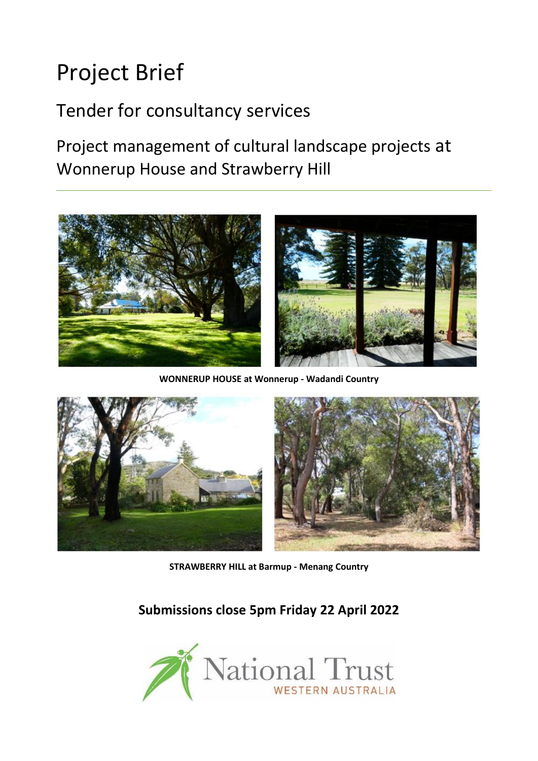# Project Brief

## Tender for consultancy services

## Project management of cultural landscape projects at Wonnerup House and Strawberry Hill

**WONNERUP HOUSE at Wonnerup - Wadandi Country**

**STRAWBERRY HILL at Barmup - Menang Country**

**Submissions close 5pm Friday 22 April 2022**

National Trust WESTERN AUSTRALIA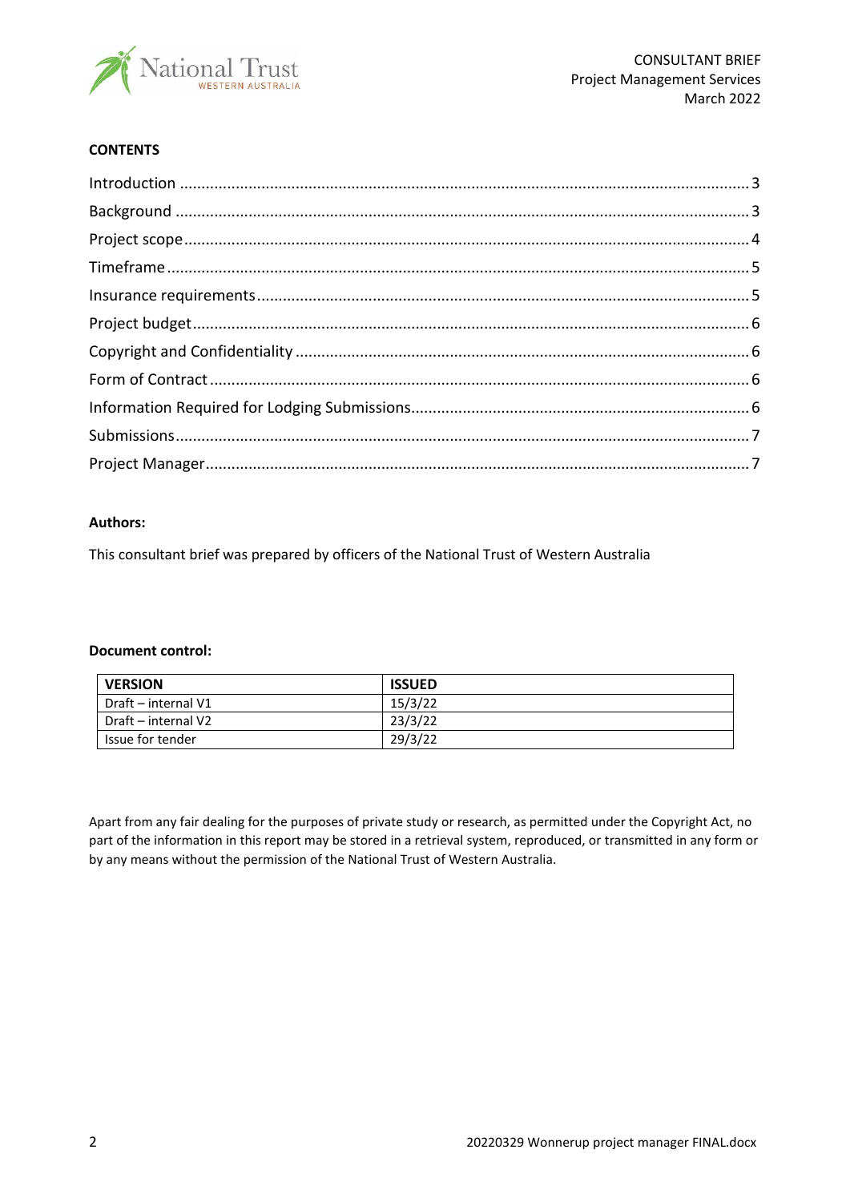CONSULTANT BRIEF
Project Management Services
March 2022

**CONTENTS**

Introduction .......... 3
Background .......... 3
Project scope .......... 4
Timeframe .......... 5
Insurance requirements .......... 5
Project budget .......... 6
Copyright and Confidentiality .......... 6
Form of Contract .......... 6
Information Required for Lodging Submissions .......... 6
Submissions .......... 7
Project Manager .......... 7

**Authors:**

This consultant brief was prepared by officers of the National Trust of Western Australia

**Document control:**

| VERSION | ISSUED |
|---|---|
| Draft – internal V1 | 15/3/22 |
| Draft – internal V2 | 23/3/22 |
| Issue for tender | 29/3/22 |

Apart from any fair dealing for the purposes of private study or research, as permitted under the Copyright Act, no part of the information in this report may be stored in a retrieval system, reproduced, or transmitted in any form or by any means without the permission of the National Trust of Western Australia.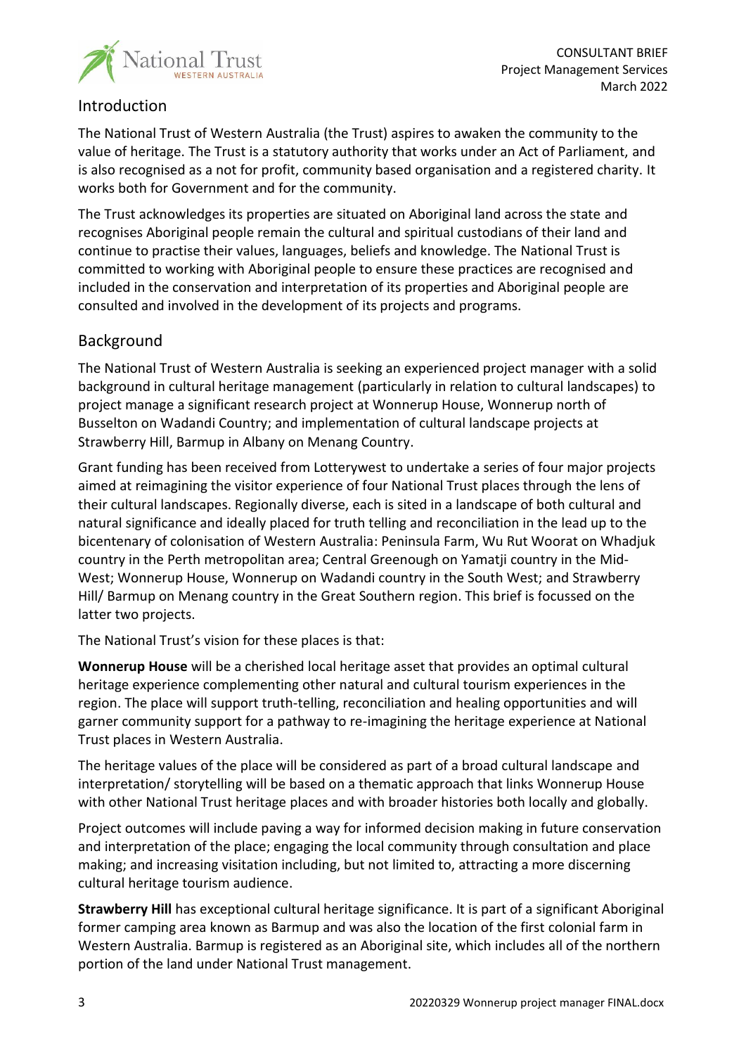## Introduction

The National Trust of Western Australia (the Trust) aspires to awaken the community to the value of heritage. The Trust is a statutory authority that works under an Act of Parliament, and is also recognised as a not for profit, community based organisation and a registered charity. It works both for Government and for the community.

The Trust acknowledges its properties are situated on Aboriginal land across the state and recognises Aboriginal people remain the cultural and spiritual custodians of their land and continue to practise their values, languages, beliefs and knowledge. The National Trust is committed to working with Aboriginal people to ensure these practices are recognised and included in the conservation and interpretation of its properties and Aboriginal people are consulted and involved in the development of its projects and programs.

## Background

The National Trust of Western Australia is seeking an experienced project manager with a solid background in cultural heritage management (particularly in relation to cultural landscapes) to project manage a significant research project at Wonnerup House, Wonnerup north of Busselton on Wadandi Country; and implementation of cultural landscape projects at Strawberry Hill, Barmup in Albany on Menang Country.

Grant funding has been received from Lotterywest to undertake a series of four major projects aimed at reimagining the visitor experience of four National Trust places through the lens of their cultural landscapes. Regionally diverse, each is sited in a landscape of both cultural and natural significance and ideally placed for truth telling and reconciliation in the lead up to the bicentenary of colonisation of Western Australia: Peninsula Farm, Wu Rut Woorat on Whadjuk country in the Perth metropolitan area; Central Greenough on Yamatji country in the Mid-West; Wonnerup House, Wonnerup on Wadandi country in the South West; and Strawberry Hill/ Barmup on Menang country in the Great Southern region. This brief is focussed on the latter two projects.

The National Trust's vision for these places is that:

**Wonnerup House** will be a cherished local heritage asset that provides an optimal cultural heritage experience complementing other natural and cultural tourism experiences in the region. The place will support truth-telling, reconciliation and healing opportunities and will garner community support for a pathway to re-imagining the heritage experience at National Trust places in Western Australia.

The heritage values of the place will be considered as part of a broad cultural landscape and interpretation/ storytelling will be based on a thematic approach that links Wonnerup House with other National Trust heritage places and with broader histories both locally and globally.

Project outcomes will include paving a way for informed decision making in future conservation and interpretation of the place; engaging the local community through consultation and place making; and increasing visitation including, but not limited to, attracting a more discerning cultural heritage tourism audience.

**Strawberry Hill** has exceptional cultural heritage significance. It is part of a significant Aboriginal former camping area known as Barmup and was also the location of the first colonial farm in Western Australia. Barmup is registered as an Aboriginal site, which includes all of the northern portion of the land under National Trust management.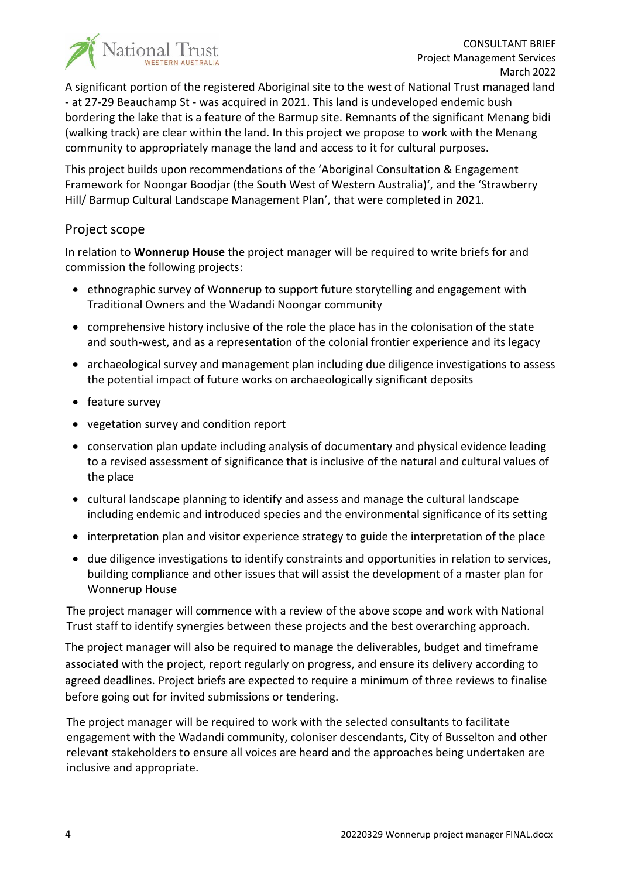A significant portion of the registered Aboriginal site to the west of National Trust managed land - at 27-29 Beauchamp St - was acquired in 2021. This land is undeveloped endemic bush bordering the lake that is a feature of the Barmup site. Remnants of the significant Menang bidi (walking track) are clear within the land. In this project we propose to work with the Menang community to appropriately manage the land and access to it for cultural purposes.

This project builds upon recommendations of the 'Aboriginal Consultation & Engagement Framework for Noongar Boodjar (the South West of Western Australia)', and the 'Strawberry Hill/ Barmup Cultural Landscape Management Plan', that were completed in 2021.

## Project scope

In relation to **Wonnerup House** the project manager will be required to write briefs for and commission the following projects:

- ethnographic survey of Wonnerup to support future storytelling and engagement with Traditional Owners and the Wadandi Noongar community
- comprehensive history inclusive of the role the place has in the colonisation of the state and south-west, and as a representation of the colonial frontier experience and its legacy
- archaeological survey and management plan including due diligence investigations to assess the potential impact of future works on archaeologically significant deposits
- feature survey
- vegetation survey and condition report
- conservation plan update including analysis of documentary and physical evidence leading to a revised assessment of significance that is inclusive of the natural and cultural values of the place
- cultural landscape planning to identify and assess and manage the cultural landscape including endemic and introduced species and the environmental significance of its setting
- interpretation plan and visitor experience strategy to guide the interpretation of the place
- due diligence investigations to identify constraints and opportunities in relation to services, building compliance and other issues that will assist the development of a master plan for Wonnerup House

The project manager will commence with a review of the above scope and work with National Trust staff to identify synergies between these projects and the best overarching approach.

The project manager will also be required to manage the deliverables, budget and timeframe associated with the project, report regularly on progress, and ensure its delivery according to agreed deadlines. Project briefs are expected to require a minimum of three reviews to finalise before going out for invited submissions or tendering.

The project manager will be required to work with the selected consultants to facilitate engagement with the Wadandi community, coloniser descendants, City of Busselton and other relevant stakeholders to ensure all voices are heard and the approaches being undertaken are inclusive and appropriate.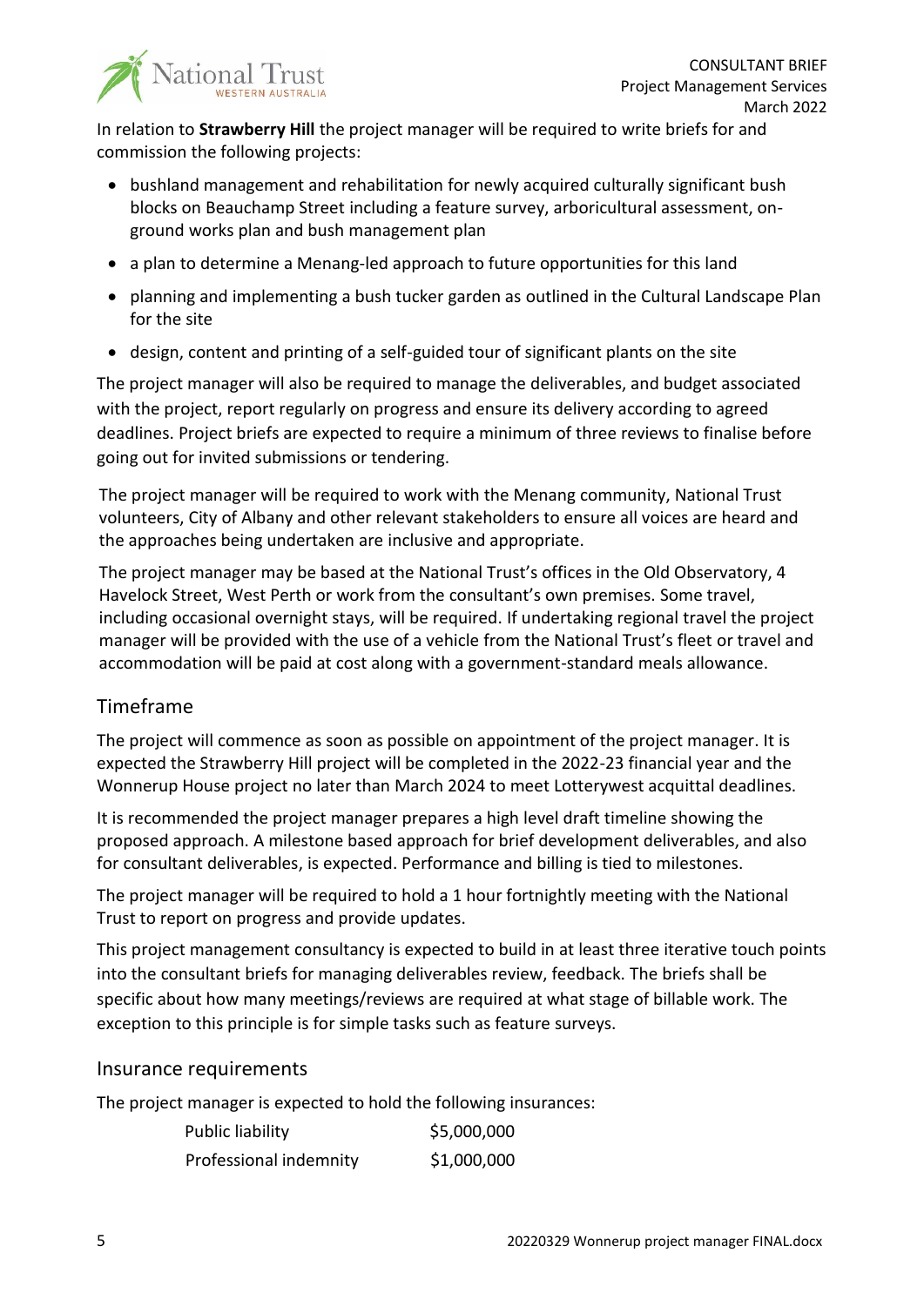In relation to **Strawberry Hill** the project manager will be required to write briefs for and commission the following projects:

- bushland management and rehabilitation for newly acquired culturally significant bush blocks on Beauchamp Street including a feature survey, arboricultural assessment, on-ground works plan and bush management plan
- a plan to determine a Menang-led approach to future opportunities for this land
- planning and implementing a bush tucker garden as outlined in the Cultural Landscape Plan for the site
- design, content and printing of a self-guided tour of significant plants on the site

The project manager will also be required to manage the deliverables, and budget associated with the project, report regularly on progress and ensure its delivery according to agreed deadlines. Project briefs are expected to require a minimum of three reviews to finalise before going out for invited submissions or tendering.

The project manager will be required to work with the Menang community, National Trust volunteers, City of Albany and other relevant stakeholders to ensure all voices are heard and the approaches being undertaken are inclusive and appropriate.

The project manager may be based at the National Trust's offices in the Old Observatory, 4 Havelock Street, West Perth or work from the consultant's own premises. Some travel, including occasional overnight stays, will be required. If undertaking regional travel the project manager will be provided with the use of a vehicle from the National Trust's fleet or travel and accommodation will be paid at cost along with a government-standard meals allowance.

## Timeframe

The project will commence as soon as possible on appointment of the project manager. It is expected the Strawberry Hill project will be completed in the 2022-23 financial year and the Wonnerup House project no later than March 2024 to meet Lotterywest acquittal deadlines.

It is recommended the project manager prepares a high level draft timeline showing the proposed approach. A milestone based approach for brief development deliverables, and also for consultant deliverables, is expected. Performance and billing is tied to milestones.

The project manager will be required to hold a 1 hour fortnightly meeting with the National Trust to report on progress and provide updates.

This project management consultancy is expected to build in at least three iterative touch points into the consultant briefs for managing deliverables review, feedback. The briefs shall be specific about how many meetings/reviews are required at what stage of billable work. The exception to this principle is for simple tasks such as feature surveys.

## Insurance requirements

The project manager is expected to hold the following insurances:

| | |
|---|---|
| Public liability | $5,000,000 |
| Professional indemnity | $1,000,000 |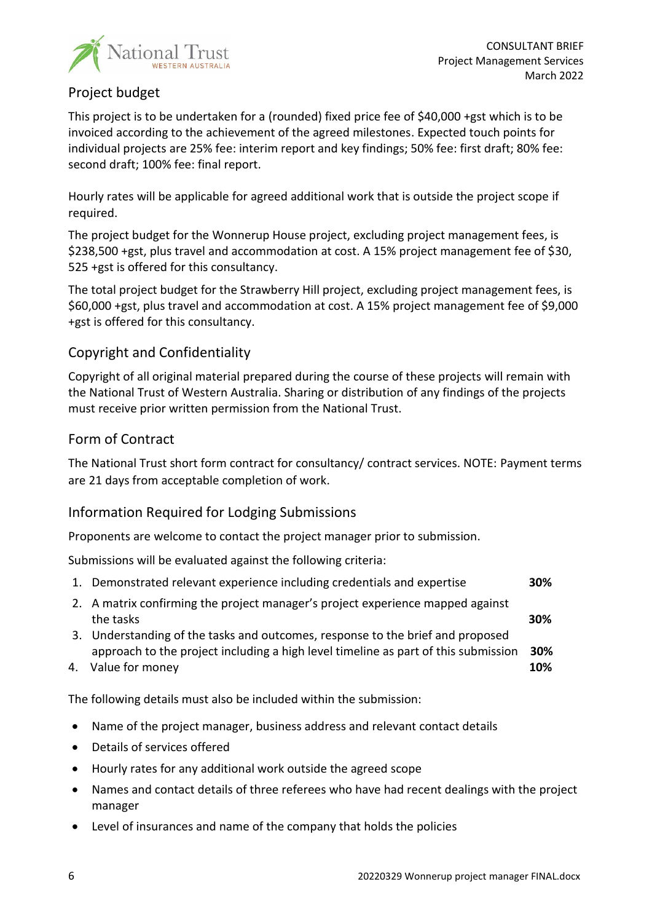## Project budget

This project is to be undertaken for a (rounded) fixed price fee of $40,000 +gst which is to be invoiced according to the achievement of the agreed milestones. Expected touch points for individual projects are 25% fee: interim report and key findings; 50% fee: first draft; 80% fee: second draft; 100% fee: final report.

Hourly rates will be applicable for agreed additional work that is outside the project scope if required.

The project budget for the Wonnerup House project, excluding project management fees, is $238,500 +gst, plus travel and accommodation at cost. A 15% project management fee of $30, 525 +gst is offered for this consultancy.

The total project budget for the Strawberry Hill project, excluding project management fees, is $60,000 +gst, plus travel and accommodation at cost. A 15% project management fee of $9,000 +gst is offered for this consultancy.

## Copyright and Confidentiality

Copyright of all original material prepared during the course of these projects will remain with the National Trust of Western Australia. Sharing or distribution of any findings of the projects must receive prior written permission from the National Trust.

## Form of Contract

The National Trust short form contract for consultancy/ contract services. NOTE: Payment terms are 21 days from acceptable completion of work.

## Information Required for Lodging Submissions

Proponents are welcome to contact the project manager prior to submission.

Submissions will be evaluated against the following criteria:

| | Criteria | Weighting |
|---|---|---|
| 1. | Demonstrated relevant experience including credentials and expertise | **30%** |
| 2. | A matrix confirming the project manager's project experience mapped against the tasks | **30%** |
| 3. | Understanding of the tasks and outcomes, response to the brief and proposed approach to the project including a high level timeline as part of this submission | **30%** |
| 4. | Value for money | **10%** |

The following details must also be included within the submission:

- Name of the project manager, business address and relevant contact details
- Details of services offered
- Hourly rates for any additional work outside the agreed scope
- Names and contact details of three referees who have had recent dealings with the project manager
- Level of insurances and name of the company that holds the policies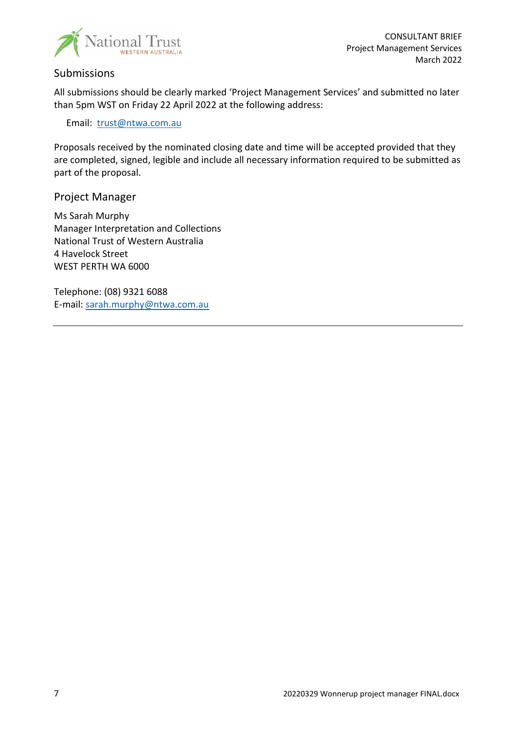## Submissions

All submissions should be clearly marked 'Project Management Services' and submitted no later than 5pm WST on Friday 22 April 2022 at the following address:

Email: trust@ntwa.com.au

Proposals received by the nominated closing date and time will be accepted provided that they are completed, signed, legible and include all necessary information required to be submitted as part of the proposal.

## Project Manager

Ms Sarah Murphy
Manager Interpretation and Collections
National Trust of Western Australia
4 Havelock Street
WEST PERTH WA 6000

Telephone: (08) 9321 6088
E-mail: sarah.murphy@ntwa.com.au

---